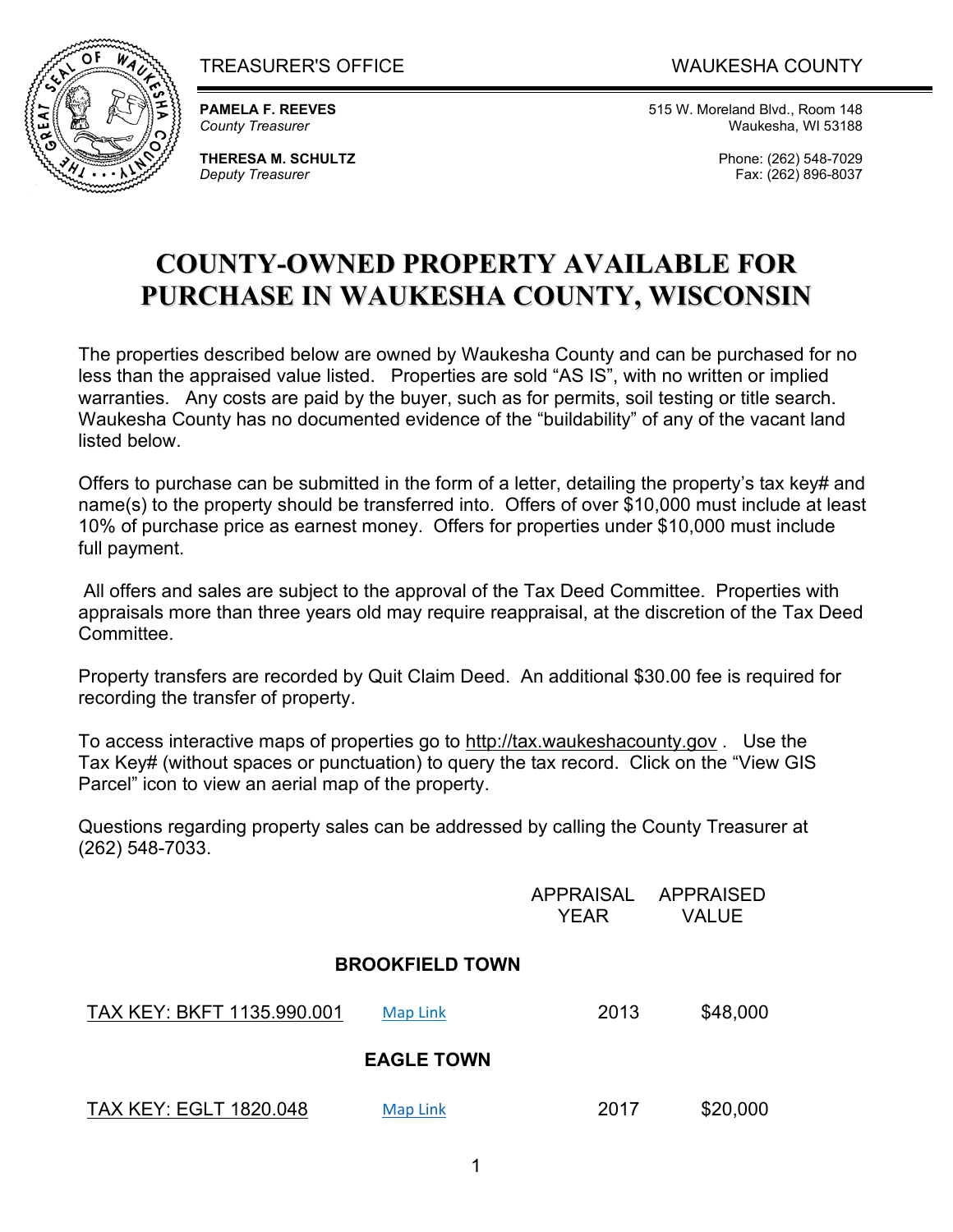TREASURER'S OFFICE WAUKESHA COUNTY

**PAMELA F. REEVES**
*County Treasurer*

**THERESA M. SCHULTZ**
*Deputy Treasurer*

515 W. Moreland Blvd., Room 148
Waukesha, WI 53188

Phone: (262) 548-7029
Fax: (262) 896-8037

# COUNTY-OWNED PROPERTY AVAILABLE FOR PURCHASE IN WAUKESHA COUNTY, WISCONSIN

The properties described below are owned by Waukesha County and can be purchased for no less than the appraised value listed. Properties are sold "AS IS", with no written or implied warranties. Any costs are paid by the buyer, such as for permits, soil testing or title search. Waukesha County has no documented evidence of the "buildability" of any of the vacant land listed below.

Offers to purchase can be submitted in the form of a letter, detailing the property's tax key# and name(s) to the property should be transferred into. Offers of over $10,000 must include at least 10% of purchase price as earnest money. Offers for properties under $10,000 must include full payment.

All offers and sales are subject to the approval of the Tax Deed Committee. Properties with appraisals more than three years old may require reappraisal, at the discretion of the Tax Deed Committee.

Property transfers are recorded by Quit Claim Deed. An additional $30.00 fee is required for recording the transfer of property.

To access interactive maps of properties go to http://tax.waukeshacounty.gov . Use the Tax Key# (without spaces or punctuation) to query the tax record. Click on the "View GIS Parcel" icon to view an aerial map of the property.

Questions regarding property sales can be addressed by calling the County Treasurer at (262) 548-7033.

| | | APPRAISAL YEAR | APPRAISED VALUE |
|---|---|---|---|
| **BROOKFIELD TOWN** | | | |
| TAX KEY: BKFT 1135.990.001 | Map Link | 2013 | $48,000 |
| **EAGLE TOWN** | | | |
| TAX KEY: EGLT 1820.048 | Map Link | 2017 | $20,000 |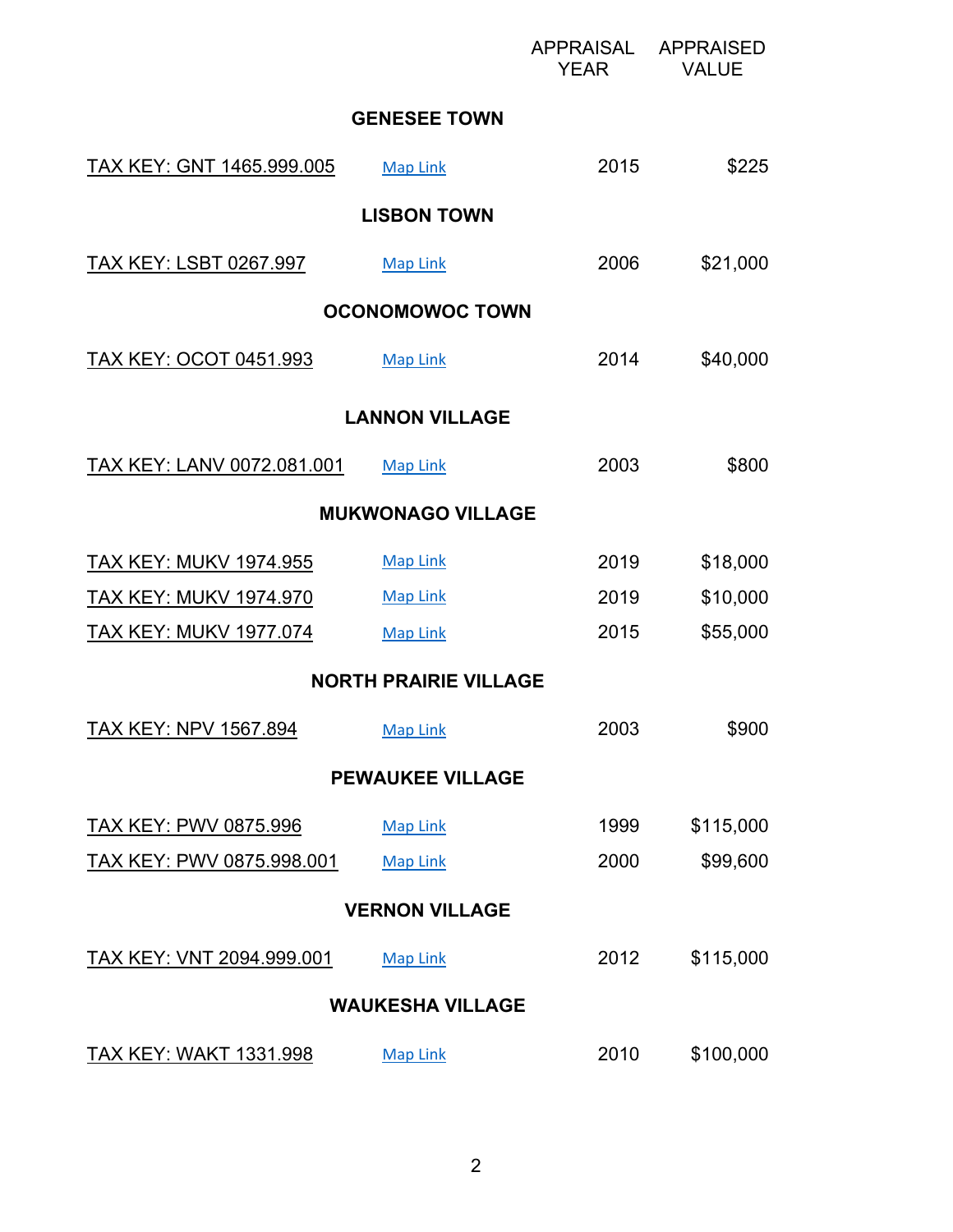| | | APPRAISAL YEAR | APPRAISED VALUE |
|---|---|---|---|
| **GENESEE TOWN** | | | |
| TAX KEY: GNT 1465.999.005 | Map Link | 2015 | $225 |
| **LISBON TOWN** | | | |
| TAX KEY: LSBT 0267.997 | Map Link | 2006 | $21,000 |
| **OCONOMOWOC TOWN** | | | |
| TAX KEY: OCOT 0451.993 | Map Link | 2014 | $40,000 |
| **LANNON VILLAGE** | | | |
| TAX KEY: LANV 0072.081.001 | Map Link | 2003 | $800 |
| **MUKWONAGO VILLAGE** | | | |
| TAX KEY: MUKV 1974.955 | Map Link | 2019 | $18,000 |
| TAX KEY: MUKV 1974.970 | Map Link | 2019 | $10,000 |
| TAX KEY: MUKV 1977.074 | Map Link | 2015 | $55,000 |
| **NORTH PRAIRIE VILLAGE** | | | |
| TAX KEY: NPV 1567.894 | Map Link | 2003 | $900 |
| **PEWAUKEE VILLAGE** | | | |
| TAX KEY: PWV 0875.996 | Map Link | 1999 | $115,000 |
| TAX KEY: PWV 0875.998.001 | Map Link | 2000 | $99,600 |
| **VERNON VILLAGE** | | | |
| TAX KEY: VNT 2094.999.001 | Map Link | 2012 | $115,000 |
| **WAUKESHA VILLAGE** | | | |
| TAX KEY: WAKT 1331.998 | Map Link | 2010 | $100,000 |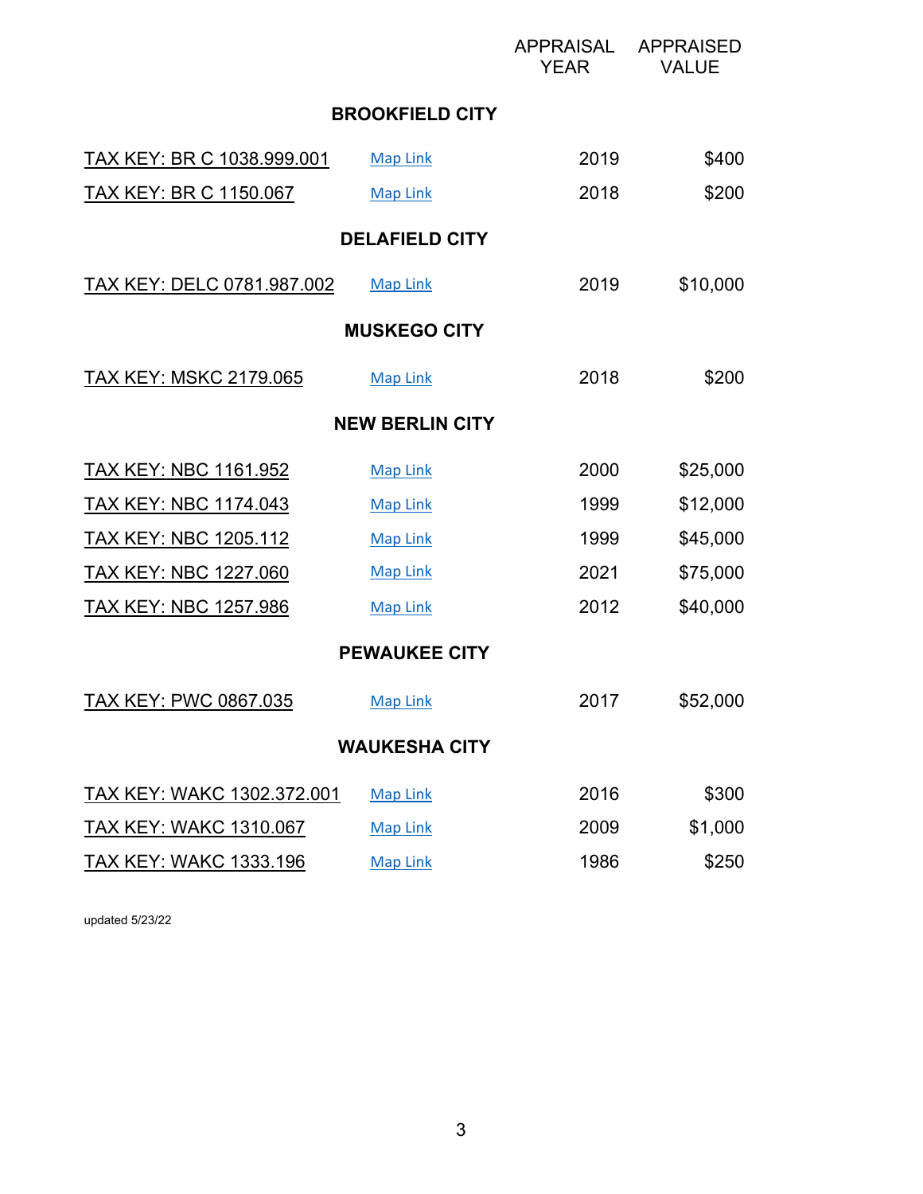| | | APPRAISAL YEAR | APPRAISED VALUE |
|---|---|---|---|
| **BROOKFIELD CITY** | | | |
| TAX KEY: BR C 1038.999.001 | Map Link | 2019 | $400 |
| TAX KEY: BR C 1150.067 | Map Link | 2018 | $200 |
| **DELAFIELD CITY** | | | |
| TAX KEY: DELC 0781.987.002 | Map Link | 2019 | $10,000 |
| **MUSKEGO CITY** | | | |
| TAX KEY: MSKC 2179.065 | Map Link | 2018 | $200 |
| **NEW BERLIN CITY** | | | |
| TAX KEY: NBC 1161.952 | Map Link | 2000 | $25,000 |
| TAX KEY: NBC 1174.043 | Map Link | 1999 | $12,000 |
| TAX KEY: NBC 1205.112 | Map Link | 1999 | $45,000 |
| TAX KEY: NBC 1227.060 | Map Link | 2021 | $75,000 |
| TAX KEY: NBC 1257.986 | Map Link | 2012 | $40,000 |
| **PEWAUKEE CITY** | | | |
| TAX KEY: PWC 0867.035 | Map Link | 2017 | $52,000 |
| **WAUKESHA CITY** | | | |
| TAX KEY: WAKC 1302.372.001 | Map Link | 2016 | $300 |
| TAX KEY: WAKC 1310.067 | Map Link | 2009 | $1,000 |
| TAX KEY: WAKC 1333.196 | Map Link | 1986 | $250 |

updated 5/23/22